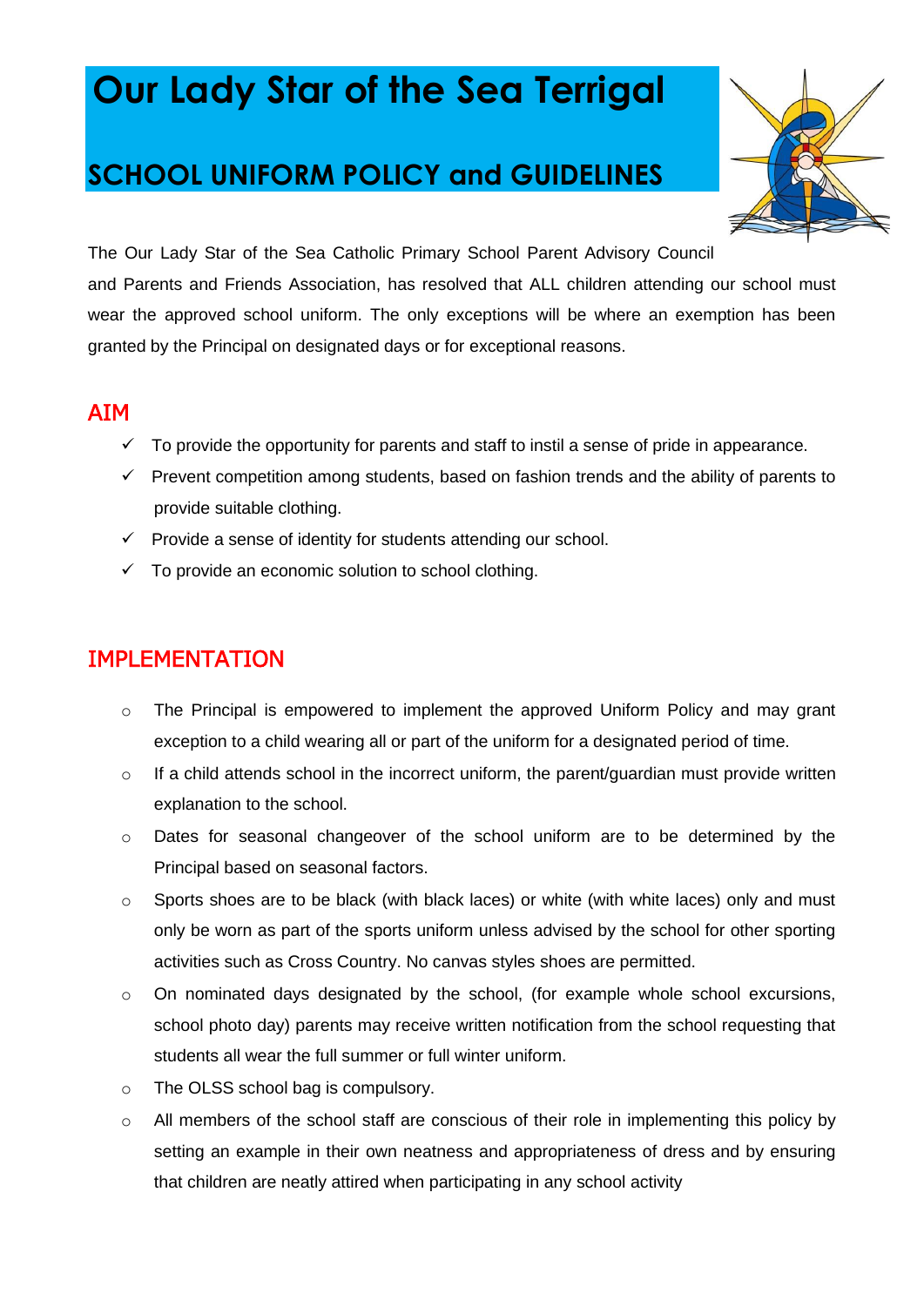# Our Lady Star of the Sea Terrigal

## SCHOOL UNIFORM POLICY and GUIDELINES

The Our Lady Star of the Sea Catholic Primary School Parent Advisory Council and Parents and Friends Association, has resolved that ALL children attending our school must wear the approved school uniform. The only exceptions will be where an exemption has been granted by the Principal on designated days or for exceptional reasons.

## AIM

- ✓ To provide the opportunity for parents and staff to instil a sense of pride in appearance.
- ✓ Prevent competition among students, based on fashion trends and the ability of parents to provide suitable clothing.
- ✓ Provide a sense of identity for students attending our school.
- ✓ To provide an economic solution to school clothing.

## IMPLEMENTATION

- The Principal is empowered to implement the approved Uniform Policy and may grant exception to a child wearing all or part of the uniform for a designated period of time.
- If a child attends school in the incorrect uniform, the parent/guardian must provide written explanation to the school.
- Dates for seasonal changeover of the school uniform are to be determined by the Principal based on seasonal factors.
- Sports shoes are to be black (with black laces) or white (with white laces) only and must only be worn as part of the sports uniform unless advised by the school for other sporting activities such as Cross Country. No canvas styles shoes are permitted.
- On nominated days designated by the school, (for example whole school excursions, school photo day) parents may receive written notification from the school requesting that students all wear the full summer or full winter uniform.
- The OLSS school bag is compulsory.
- All members of the school staff are conscious of their role in implementing this policy by setting an example in their own neatness and appropriateness of dress and by ensuring that children are neatly attired when participating in any school activity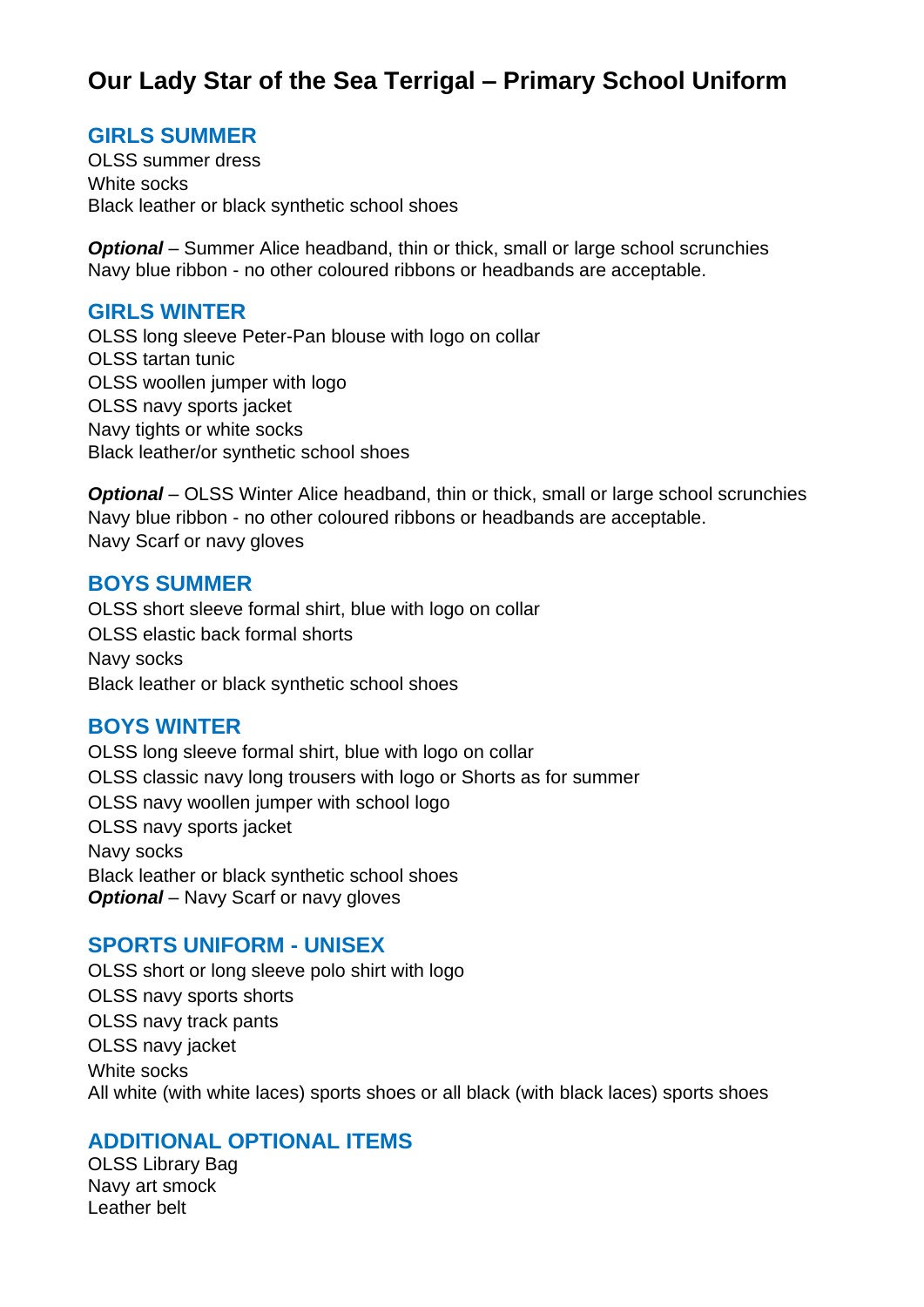# Our Lady Star of the Sea Terrigal – Primary School Uniform

## GIRLS SUMMER

OLSS summer dress
White socks
Black leather or black synthetic school shoes

***Optional*** – Summer Alice headband, thin or thick, small or large school scrunchies
Navy blue ribbon - no other coloured ribbons or headbands are acceptable.

## GIRLS WINTER

OLSS long sleeve Peter-Pan blouse with logo on collar
OLSS tartan tunic
OLSS woollen jumper with logo
OLSS navy sports jacket
Navy tights or white socks
Black leather/or synthetic school shoes

***Optional*** – OLSS Winter Alice headband, thin or thick, small or large school scrunchies
Navy blue ribbon - no other coloured ribbons or headbands are acceptable.
Navy Scarf or navy gloves

## BOYS SUMMER

OLSS short sleeve formal shirt, blue with logo on collar
OLSS elastic back formal shorts
Navy socks
Black leather or black synthetic school shoes

## BOYS WINTER

OLSS long sleeve formal shirt, blue with logo on collar
OLSS classic navy long trousers with logo or Shorts as for summer
OLSS navy woollen jumper with school logo
OLSS navy sports jacket
Navy socks
Black leather or black synthetic school shoes
***Optional*** – Navy Scarf or navy gloves

## SPORTS UNIFORM - UNISEX

OLSS short or long sleeve polo shirt with logo
OLSS navy sports shorts
OLSS navy track pants
OLSS navy jacket
White socks
All white (with white laces) sports shoes or all black (with black laces) sports shoes

## ADDITIONAL OPTIONAL ITEMS

OLSS Library Bag
Navy art smock
Leather belt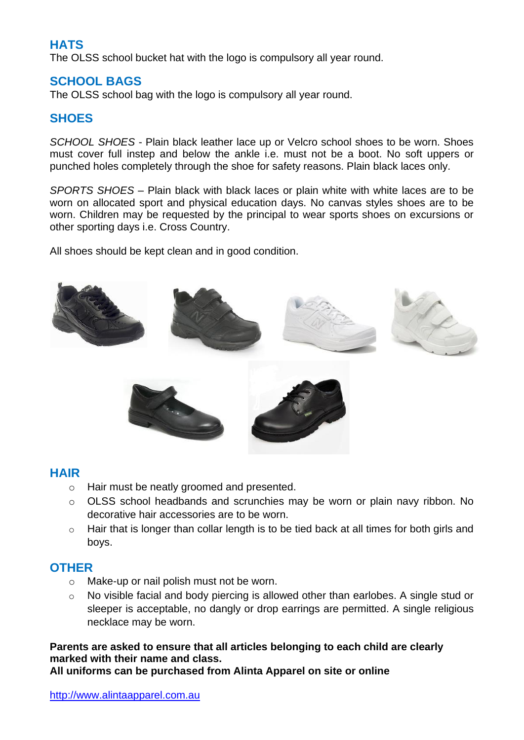## HATS

The OLSS school bucket hat with the logo is compulsory all year round.

## SCHOOL BAGS

The OLSS school bag with the logo is compulsory all year round.

## SHOES

*SCHOOL SHOES* - Plain black leather lace up or Velcro school shoes to be worn. Shoes must cover full instep and below the ankle i.e. must not be a boot. No soft uppers or punched holes completely through the shoe for safety reasons. Plain black laces only.

*SPORTS SHOES* – Plain black with black laces or plain white with white laces are to be worn on allocated sport and physical education days. No canvas styles shoes are to be worn. Children may be requested by the principal to wear sports shoes on excursions or other sporting days i.e. Cross Country.

All shoes should be kept clean and in good condition.

## HAIR

- Hair must be neatly groomed and presented.
- OLSS school headbands and scrunchies may be worn or plain navy ribbon. No decorative hair accessories are to be worn.
- Hair that is longer than collar length is to be tied back at all times for both girls and boys.

## OTHER

- Make-up or nail polish must not be worn.
- No visible facial and body piercing is allowed other than earlobes. A single stud or sleeper is acceptable, no dangly or drop earrings are permitted. A single religious necklace may be worn.

**Parents are asked to ensure that all articles belonging to each child are clearly marked with their name and class.**
**All uniforms can be purchased from Alinta Apparel on site or online**

http://www.alintaapparel.com.au